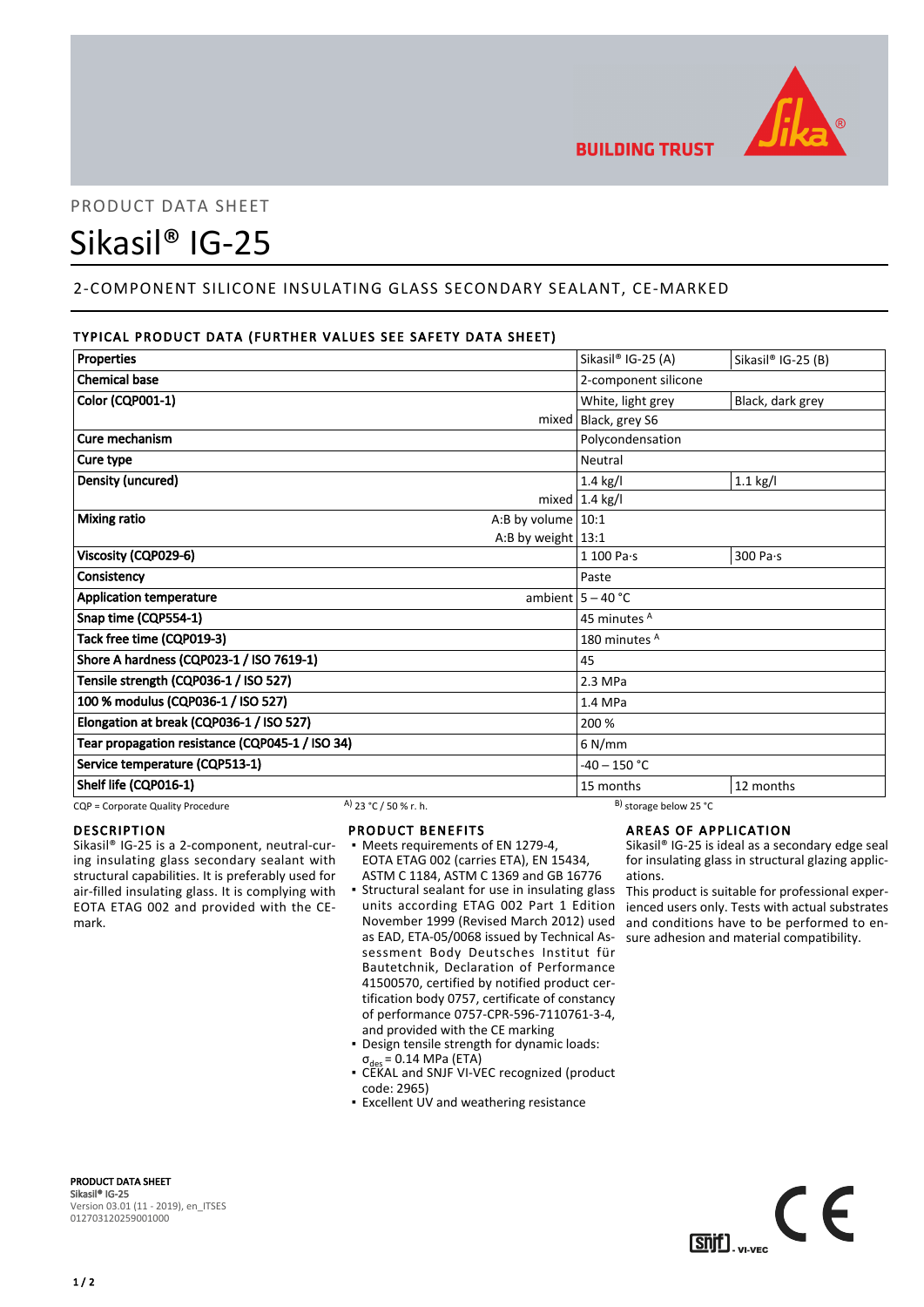PRODUCT DATA SHEET

# Sikasil® IG-25

## 2-COMPONENT SILICONE INSULATING GLASS SECONDARY SEALANT, CE-MARKED

### TYPICAL PRODUCT DATA (FURTHER VALUES SEE SAFETY DATA SHEET)

| Properties | | Sikasil® IG-25 (A) | Sikasil® IG-25 (B) |
|---|---|---|---|
| **Chemical base** | | 2-component silicone | |
| **Color (CQP001-1)** | | White, light grey | Black, dark grey |
| | mixed | Black, grey S6 | |
| **Cure mechanism** | | Polycondensation | |
| **Cure type** | | Neutral | |
| **Density (uncured)** | | 1.4 kg/l | 1.1 kg/l |
| | mixed | 1.4 kg/l | |
| **Mixing ratio** | A:B by volume | 10:1 | |
| | A:B by weight | 13:1 | |
| **Viscosity (CQP029-6)** | | 1 100 Pa·s | 300 Pa·s |
| **Consistency** | | Paste | |
| **Application temperature** | ambient | 5 – 40 °C | |
| **Snap time (CQP554-1)** | | 45 minutes [A] | |
| **Tack free time (CQP019-3)** | | 180 minutes [A] | |
| **Shore A hardness (CQP023-1 / ISO 7619-1)** | | 45 | |
| **Tensile strength (CQP036-1 / ISO 527)** | | 2.3 MPa | |
| **100 % modulus (CQP036-1 / ISO 527)** | | 1.4 MPa | |
| **Elongation at break (CQP036-1 / ISO 527)** | | 200 % | |
| **Tear propagation resistance (CQP045-1 / ISO 34)** | | 6 N/mm | |
| **Service temperature (CQP513-1)** | | -40 – 150 °C | |
| **Shelf life (CQP016-1)** | | 15 months | 12 months |

CQP = Corporate Quality Procedure    A) 23 °C / 50 % r. h.    B) storage below 25 °C

### DESCRIPTION

Sikasil® IG-25 is a 2-component, neutral-curing insulating glass secondary sealant with structural capabilities. It is preferably used for air-filled insulating glass. It is complying with EOTA ETAG 002 and provided with the CE-mark.

### PRODUCT BENEFITS

- Meets requirements of EN 1279-4, EOTA ETAG 002 (carries ETA), EN 15434, ASTM C 1184, ASTM C 1369 and GB 16776
- Structural sealant for use in insulating glass units according ETAG 002 Part 1 Edition November 1999 (Revised March 2012) used as EAD, ETA-05/0068 issued by Technical Assessment Body Deutsches Institut für Bautetchnik, Declaration of Performance 41500570, certified by notified product certification body 0757, certificate of constancy of performance 0757-CPR-596-7110761-3-4, and provided with the CE marking
- Design tensile strength for dynamic loads: $\sigma_{des}$ = 0.14 MPa (ETA)
- CEKAL and SNJF VI-VEC recognized (product code: 2965)
- Excellent UV and weathering resistance

### AREAS OF APPLICATION

Sikasil® IG-25 is ideal as a secondary edge seal for insulating glass in structural glazing applications.

This product is suitable for professional experienced users only. Tests with actual substrates and conditions have to be performed to ensure adhesion and material compatibility.

**PRODUCT DATA SHEET**
**Sikasil® IG-25**
Version 03.01 (11 - 2019), en_ITSES
012703120259001000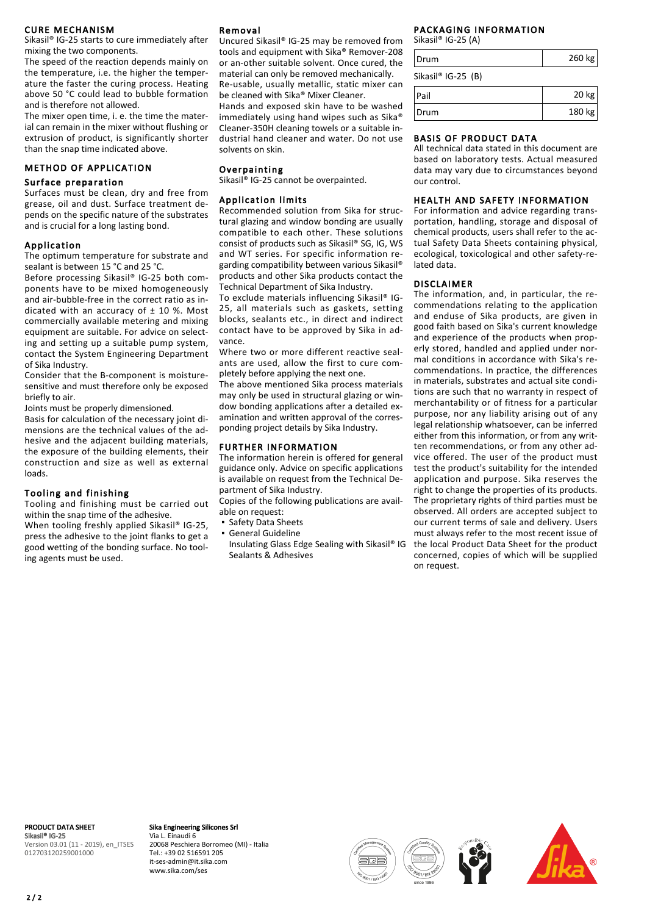## CURE MECHANISM

Sikasil® IG-25 starts to cure immediately after mixing the two components.

The speed of the reaction depends mainly on the temperature, i.e. the higher the temperature the faster the curing process. Heating above 50 °C could lead to bubble formation and is therefore not allowed.

The mixer open time, i. e. the time the material can remain in the mixer without flushing or extrusion of product, is significantly shorter than the snap time indicated above.

## METHOD OF APPLICATION

### Surface preparation

Surfaces must be clean, dry and free from grease, oil and dust. Surface treatment depends on the specific nature of the substrates and is crucial for a long lasting bond.

### Application

The optimum temperature for substrate and sealant is between 15 °C and 25 °C.

Before processing Sikasil® IG-25 both components have to be mixed homogeneously and air-bubble-free in the correct ratio as indicated with an accuracy of ± 10 %. Most commercially available metering and mixing equipment are suitable. For advice on selecting and setting up a suitable pump system, contact the System Engineering Department of Sika Industry.

Consider that the B-component is moisture-sensitive and must therefore only be exposed briefly to air.

Joints must be properly dimensioned.

Basis for calculation of the necessary joint dimensions are the technical values of the adhesive and the adjacent building materials, the exposure of the building elements, their construction and size as well as external loads.

### Tooling and finishing

Tooling and finishing must be carried out within the snap time of the adhesive.

When tooling freshly applied Sikasil® IG-25, press the adhesive to the joint flanks to get a good wetting of the bonding surface. No tooling agents must be used.

### Removal

Uncured Sikasil® IG-25 may be removed from tools and equipment with Sika® Remover-208 or an-other suitable solvent. Once cured, the material can only be removed mechanically.

Re-usable, usually metallic, static mixer can be cleaned with Sika® Mixer Cleaner.

Hands and exposed skin have to be washed immediately using hand wipes such as Sika® Cleaner-350H cleaning towels or a suitable industrial hand cleaner and water. Do not use solvents on skin.

### Overpainting

Sikasil® IG-25 cannot be overpainted.

### Application limits

Recommended solution from Sika for structural glazing and window bonding are usually compatible to each other. These solutions consist of products such as Sikasil® SG, IG, WS and WT series. For specific information regarding compatibility between various Sikasil® products and other Sika products contact the Technical Department of Sika Industry.

To exclude materials influencing Sikasil® IG-25, all materials such as gaskets, setting blocks, sealants etc., in direct and indirect contact have to be approved by Sika in advance.

Where two or more different reactive sealants are used, allow the first to cure completely before applying the next one.

The above mentioned Sika process materials may only be used in structural glazing or window bonding applications after a detailed examination and written approval of the corresponding project details by Sika Industry.

## FURTHER INFORMATION

The information herein is offered for general guidance only. Advice on specific applications is available on request from the Technical Department of Sika Industry.

Copies of the following publications are available on request:

- Safety Data Sheets
- General Guideline
  Insulating Glass Edge Sealing with Sikasil® IG Sealants & Adhesives

## PACKAGING INFORMATION

Sikasil® IG-25 (A)

| | |
|---|---|
| Drum | 260 kg |

Sikasil® IG-25 (B)

| | |
|---|---|
| Pail | 20 kg |
| Drum | 180 kg |

## BASIS OF PRODUCT DATA

All technical data stated in this document are based on laboratory tests. Actual measured data may vary due to circumstances beyond our control.

## HEALTH AND SAFETY INFORMATION

For information and advice regarding transportation, handling, storage and disposal of chemical products, users shall refer to the actual Safety Data Sheets containing physical, ecological, toxicological and other safety-related data.

## DISCLAIMER

The information, and, in particular, the recommendations relating to the application and enduse of Sika products, are given in good faith based on Sika's current knowledge and experience of the products when properly stored, handled and applied under normal conditions in accordance with Sika's recommendations. In practice, the differences in materials, substrates and actual site conditions are such that no warranty in respect of merchantability or of fitness for a particular purpose, nor any liability arising out of any legal relationship whatsoever, can be inferred either from this information, or from any written recommendations, or from any other advice offered. The user of the product must test the product's suitability for the intended application and purpose. Sika reserves the right to change the properties of its products. The proprietary rights of third parties must be observed. All orders are accepted subject to our current terms of sale and delivery. Users must always refer to the most recent issue of the local Product Data Sheet for the product concerned, copies of which will be supplied on request.

**PRODUCT DATA SHEET**
**Sikasil® IG-25**
Version 03.01 (11 - 2019), en_ITSES
012703120259001000

**Sika Engineering Silicones Srl**
Via L. Einaudi 6
20068 Peschiera Borromeo (MI) - Italia
Tel.: +39 02 516591 205
it-ses-admin@it.sika.com
www.sika.com/ses